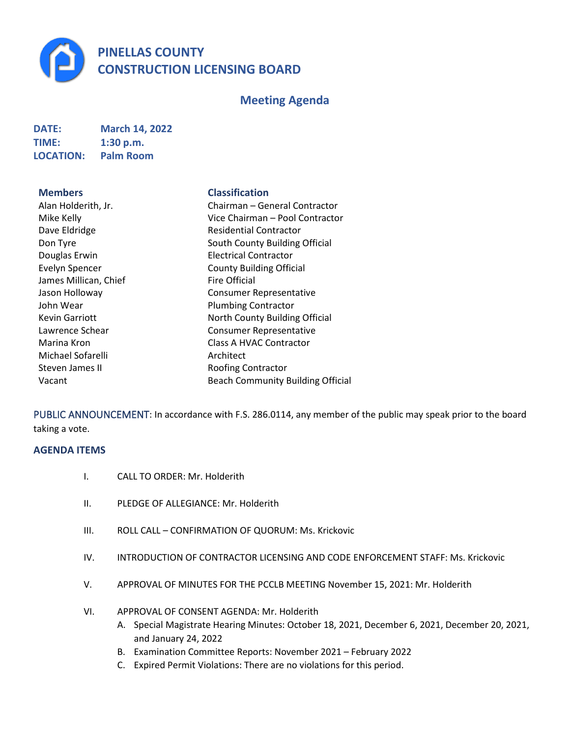# PINELLAS COUNTY CONSTRUCTION LICENSING BOARD

## Meeting Agenda

**DATE:** March 14, 2022
**TIME:** 1:30 p.m.
**LOCATION:** Palm Room

| Members | Classification |
| --- | --- |
| Alan Holderith, Jr. | Chairman – General Contractor |
| Mike Kelly | Vice Chairman – Pool Contractor |
| Dave Eldridge | Residential Contractor |
| Don Tyre | South County Building Official |
| Douglas Erwin | Electrical Contractor |
| Evelyn Spencer | County Building Official |
| James Millican, Chief | Fire Official |
| Jason Holloway | Consumer Representative |
| John Wear | Plumbing Contractor |
| Kevin Garriott | North County Building Official |
| Lawrence Schear | Consumer Representative |
| Marina Kron | Class A HVAC Contractor |
| Michael Sofarelli | Architect |
| Steven James II | Roofing Contractor |
| Vacant | Beach Community Building Official |

PUBLIC ANNOUNCEMENT: In accordance with F.S. 286.0114, any member of the public may speak prior to the board taking a vote.

### AGENDA ITEMS

I. CALL TO ORDER: Mr. Holderith

II. PLEDGE OF ALLEGIANCE: Mr. Holderith

III. ROLL CALL – CONFIRMATION OF QUORUM: Ms. Krickovic

IV. INTRODUCTION OF CONTRACTOR LICENSING AND CODE ENFORCEMENT STAFF: Ms. Krickovic

V. APPROVAL OF MINUTES FOR THE PCCLB MEETING November 15, 2021: Mr. Holderith

VI. APPROVAL OF CONSENT AGENDA: Mr. Holderith
   A. Special Magistrate Hearing Minutes: October 18, 2021, December 6, 2021, December 20, 2021, and January 24, 2022
   B. Examination Committee Reports: November 2021 – February 2022
   C. Expired Permit Violations: There are no violations for this period.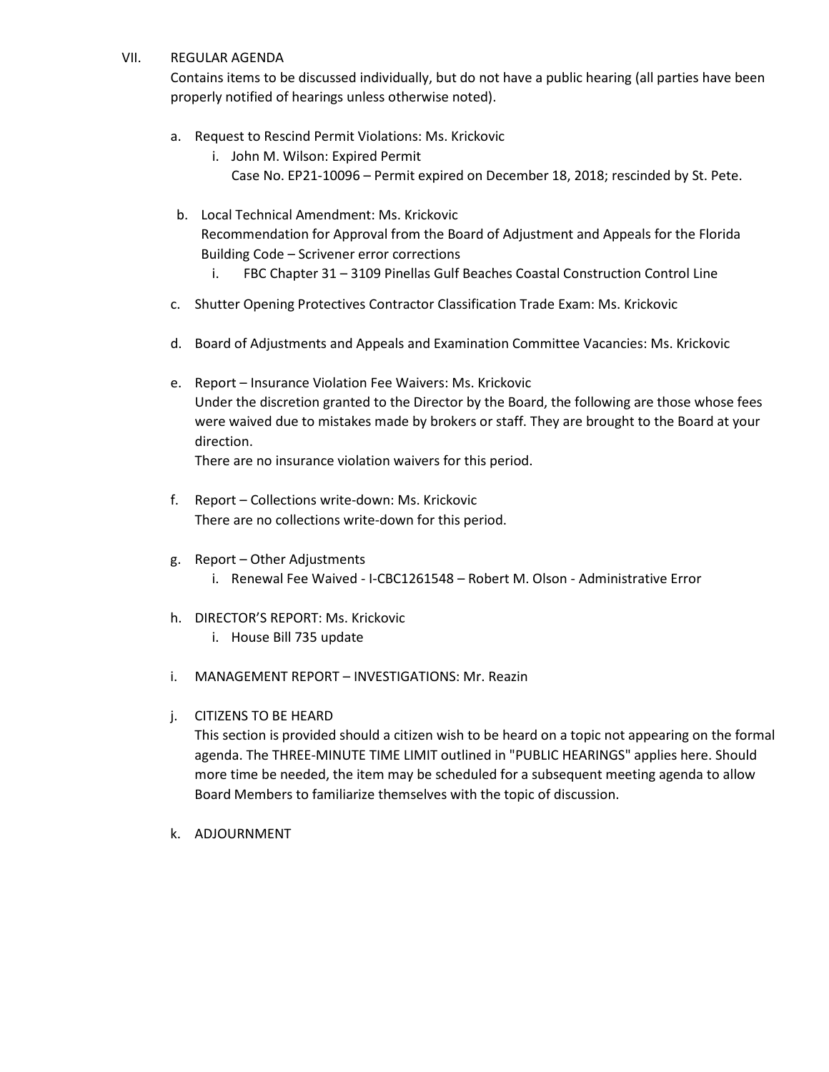## VII. REGULAR AGENDA

Contains items to be discussed individually, but do not have a public hearing (all parties have been properly notified of hearings unless otherwise noted).

a. Request to Rescind Permit Violations: Ms. Krickovic
   i. John M. Wilson: Expired Permit
      Case No. EP21-10096 – Permit expired on December 18, 2018; rescinded by St. Pete.

b. Local Technical Amendment: Ms. Krickovic
   Recommendation for Approval from the Board of Adjustment and Appeals for the Florida Building Code – Scrivener error corrections
   i. FBC Chapter 31 – 3109 Pinellas Gulf Beaches Coastal Construction Control Line

c. Shutter Opening Protectives Contractor Classification Trade Exam: Ms. Krickovic

d. Board of Adjustments and Appeals and Examination Committee Vacancies: Ms. Krickovic

e. Report – Insurance Violation Fee Waivers: Ms. Krickovic
   Under the discretion granted to the Director by the Board, the following are those whose fees were waived due to mistakes made by brokers or staff. They are brought to the Board at your direction.
   There are no insurance violation waivers for this period.

f. Report – Collections write-down: Ms. Krickovic
   There are no collections write-down for this period.

g. Report – Other Adjustments
   i. Renewal Fee Waived - I-CBC1261548 – Robert M. Olson - Administrative Error

h. DIRECTOR'S REPORT: Ms. Krickovic
   i. House Bill 735 update

i. MANAGEMENT REPORT – INVESTIGATIONS: Mr. Reazin

j. CITIZENS TO BE HEARD
   This section is provided should a citizen wish to be heard on a topic not appearing on the formal agenda. The THREE-MINUTE TIME LIMIT outlined in "PUBLIC HEARINGS" applies here. Should more time be needed, the item may be scheduled for a subsequent meeting agenda to allow Board Members to familiarize themselves with the topic of discussion.

k. ADJOURNMENT